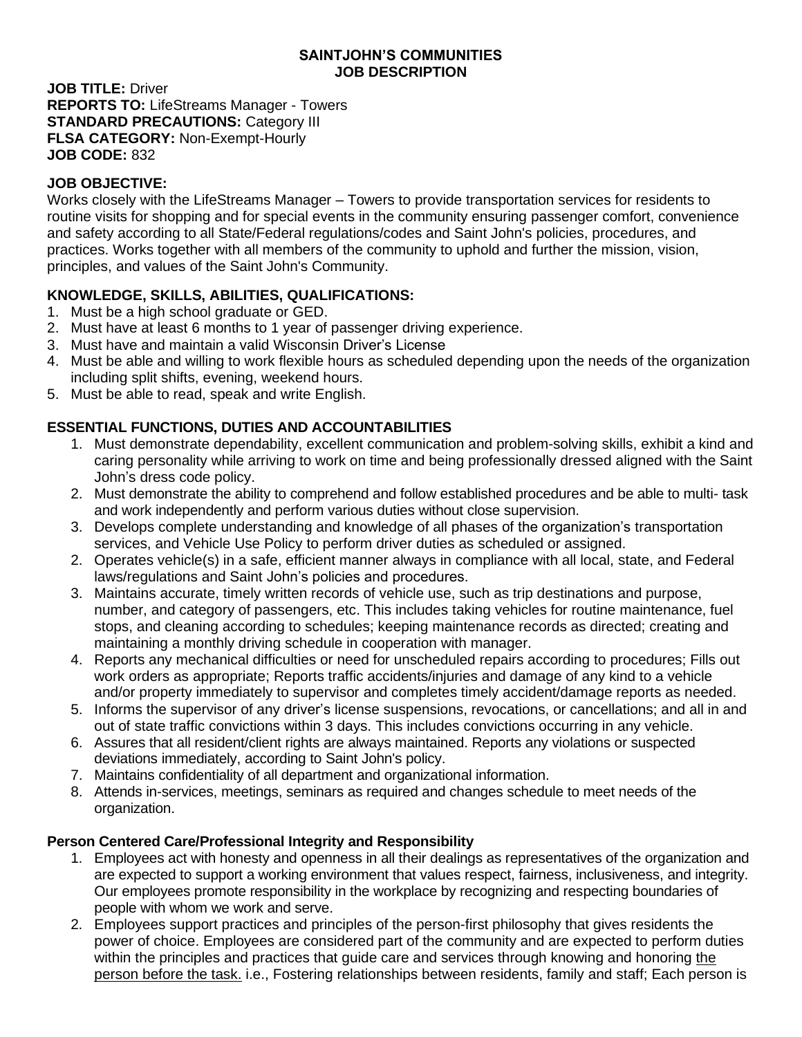**SAINTJOHN'S COMMUNITIES**
**JOB DESCRIPTION**

**JOB TITLE:** Driver
**REPORTS TO:** LifeStreams Manager - Towers
**STANDARD PRECAUTIONS:** Category III
**FLSA CATEGORY:** Non-Exempt-Hourly
**JOB CODE:** 832

**JOB OBJECTIVE:**
Works closely with the LifeStreams Manager – Towers to provide transportation services for residents to routine visits for shopping and for special events in the community ensuring passenger comfort, convenience and safety according to all State/Federal regulations/codes and Saint John's policies, procedures, and practices. Works together with all members of the community to uphold and further the mission, vision, principles, and values of the Saint John's Community.

**KNOWLEDGE, SKILLS, ABILITIES, QUALIFICATIONS:**

1. Must be a high school graduate or GED.
2. Must have at least 6 months to 1 year of passenger driving experience.
3. Must have and maintain a valid Wisconsin Driver's License
4. Must be able and willing to work flexible hours as scheduled depending upon the needs of the organization including split shifts, evening, weekend hours.
5. Must be able to read, speak and write English.

**ESSENTIAL FUNCTIONS, DUTIES AND ACCOUNTABILITIES**

1. Must demonstrate dependability, excellent communication and problem-solving skills, exhibit a kind and caring personality while arriving to work on time and being professionally dressed aligned with the Saint John's dress code policy.
2. Must demonstrate the ability to comprehend and follow established procedures and be able to multi- task and work independently and perform various duties without close supervision.
3. Develops complete understanding and knowledge of all phases of the organization's transportation services, and Vehicle Use Policy to perform driver duties as scheduled or assigned.
2. Operates vehicle(s) in a safe, efficient manner always in compliance with all local, state, and Federal laws/regulations and Saint John's policies and procedures.
3. Maintains accurate, timely written records of vehicle use, such as trip destinations and purpose, number, and category of passengers, etc. This includes taking vehicles for routine maintenance, fuel stops, and cleaning according to schedules; keeping maintenance records as directed; creating and maintaining a monthly driving schedule in cooperation with manager.
4. Reports any mechanical difficulties or need for unscheduled repairs according to procedures; Fills out work orders as appropriate; Reports traffic accidents/injuries and damage of any kind to a vehicle and/or property immediately to supervisor and completes timely accident/damage reports as needed.
5. Informs the supervisor of any driver's license suspensions, revocations, or cancellations; and all in and out of state traffic convictions within 3 days. This includes convictions occurring in any vehicle.
6. Assures that all resident/client rights are always maintained. Reports any violations or suspected deviations immediately, according to Saint John's policy.
7. Maintains confidentiality of all department and organizational information.
8. Attends in-services, meetings, seminars as required and changes schedule to meet needs of the organization.

**Person Centered Care/Professional Integrity and Responsibility**

1. Employees act with honesty and openness in all their dealings as representatives of the organization and are expected to support a working environment that values respect, fairness, inclusiveness, and integrity. Our employees promote responsibility in the workplace by recognizing and respecting boundaries of people with whom we work and serve.
2. Employees support practices and principles of the person-first philosophy that gives residents the power of choice. Employees are considered part of the community and are expected to perform duties within the principles and practices that guide care and services through knowing and honoring <u>the person before the task.</u> i.e., Fostering relationships between residents, family and staff; Each person is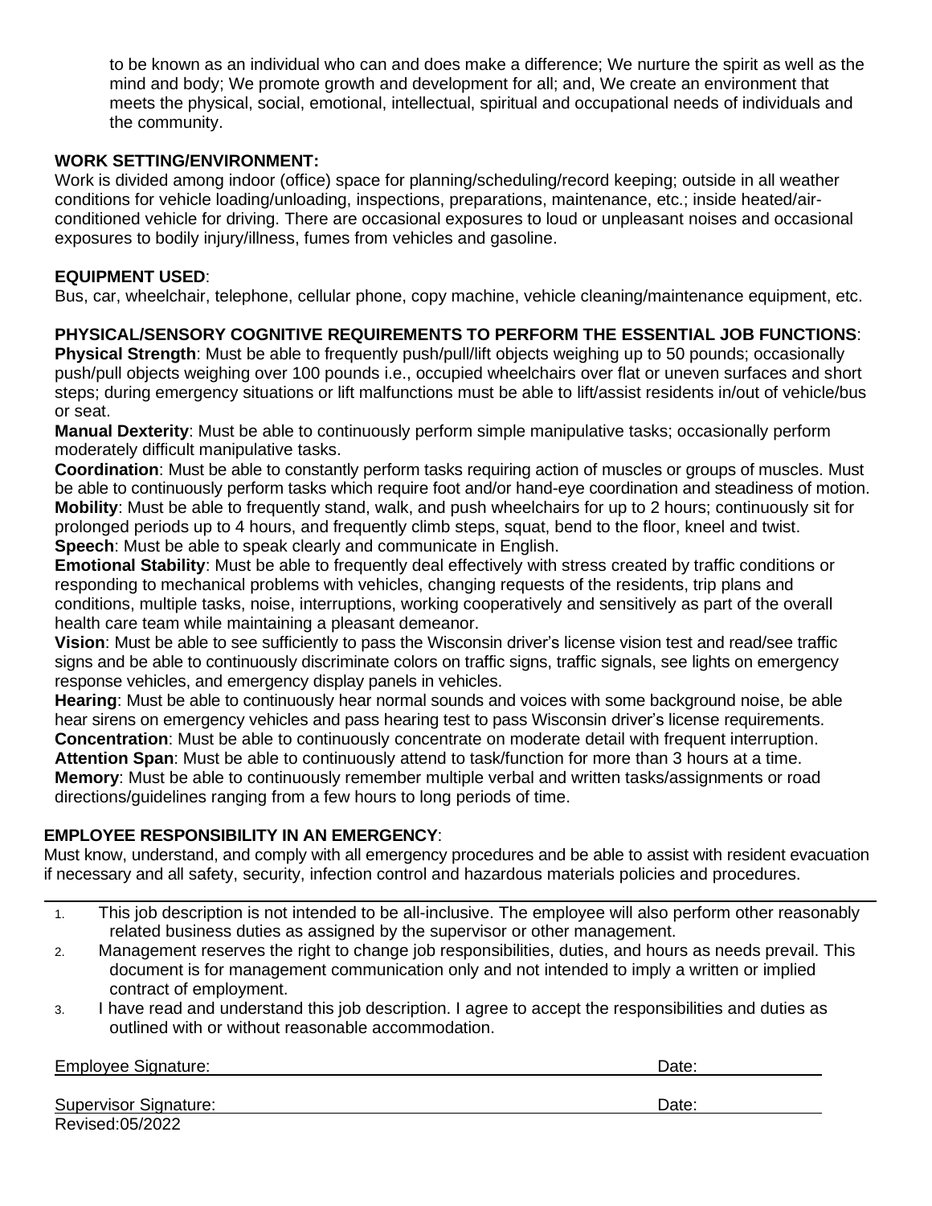to be known as an individual who can and does make a difference; We nurture the spirit as well as the mind and body; We promote growth and development for all; and, We create an environment that meets the physical, social, emotional, intellectual, spiritual and occupational needs of individuals and the community.

**WORK SETTING/ENVIRONMENT:**

Work is divided among indoor (office) space for planning/scheduling/record keeping; outside in all weather conditions for vehicle loading/unloading, inspections, preparations, maintenance, etc.; inside heated/air-conditioned vehicle for driving. There are occasional exposures to loud or unpleasant noises and occasional exposures to bodily injury/illness, fumes from vehicles and gasoline.

**EQUIPMENT USED**:

Bus, car, wheelchair, telephone, cellular phone, copy machine, vehicle cleaning/maintenance equipment, etc.

**PHYSICAL/SENSORY COGNITIVE REQUIREMENTS TO PERFORM THE ESSENTIAL JOB FUNCTIONS**:

**Physical Strength**: Must be able to frequently push/pull/lift objects weighing up to 50 pounds; occasionally push/pull objects weighing over 100 pounds i.e., occupied wheelchairs over flat or uneven surfaces and short steps; during emergency situations or lift malfunctions must be able to lift/assist residents in/out of vehicle/bus or seat.

**Manual Dexterity**: Must be able to continuously perform simple manipulative tasks; occasionally perform moderately difficult manipulative tasks.

**Coordination**: Must be able to constantly perform tasks requiring action of muscles or groups of muscles. Must be able to continuously perform tasks which require foot and/or hand-eye coordination and steadiness of motion.

**Mobility**: Must be able to frequently stand, walk, and push wheelchairs for up to 2 hours; continuously sit for prolonged periods up to 4 hours, and frequently climb steps, squat, bend to the floor, kneel and twist.

**Speech**: Must be able to speak clearly and communicate in English.

**Emotional Stability**: Must be able to frequently deal effectively with stress created by traffic conditions or responding to mechanical problems with vehicles, changing requests of the residents, trip plans and conditions, multiple tasks, noise, interruptions, working cooperatively and sensitively as part of the overall health care team while maintaining a pleasant demeanor.

**Vision**: Must be able to see sufficiently to pass the Wisconsin driver's license vision test and read/see traffic signs and be able to continuously discriminate colors on traffic signs, traffic signals, see lights on emergency response vehicles, and emergency display panels in vehicles.

**Hearing**: Must be able to continuously hear normal sounds and voices with some background noise, be able hear sirens on emergency vehicles and pass hearing test to pass Wisconsin driver's license requirements.

**Concentration**: Must be able to continuously concentrate on moderate detail with frequent interruption.

**Attention Span**: Must be able to continuously attend to task/function for more than 3 hours at a time.

**Memory**: Must be able to continuously remember multiple verbal and written tasks/assignments or road directions/guidelines ranging from a few hours to long periods of time.

**EMPLOYEE RESPONSIBILITY IN AN EMERGENCY**:

Must know, understand, and comply with all emergency procedures and be able to assist with resident evacuation if necessary and all safety, security, infection control and hazardous materials policies and procedures.

---

1. This job description is not intended to be all-inclusive. The employee will also perform other reasonably related business duties as assigned by the supervisor or other management.
2. Management reserves the right to change job responsibilities, duties, and hours as needs prevail. This document is for management communication only and not intended to imply a written or implied contract of employment.
3. I have read and understand this job description. I agree to accept the responsibilities and duties as outlined with or without reasonable accommodation.

Employee Signature: ______________________________ Date: __________

Supervisor Signature: ______________________________ Date: __________

Revised:05/2022